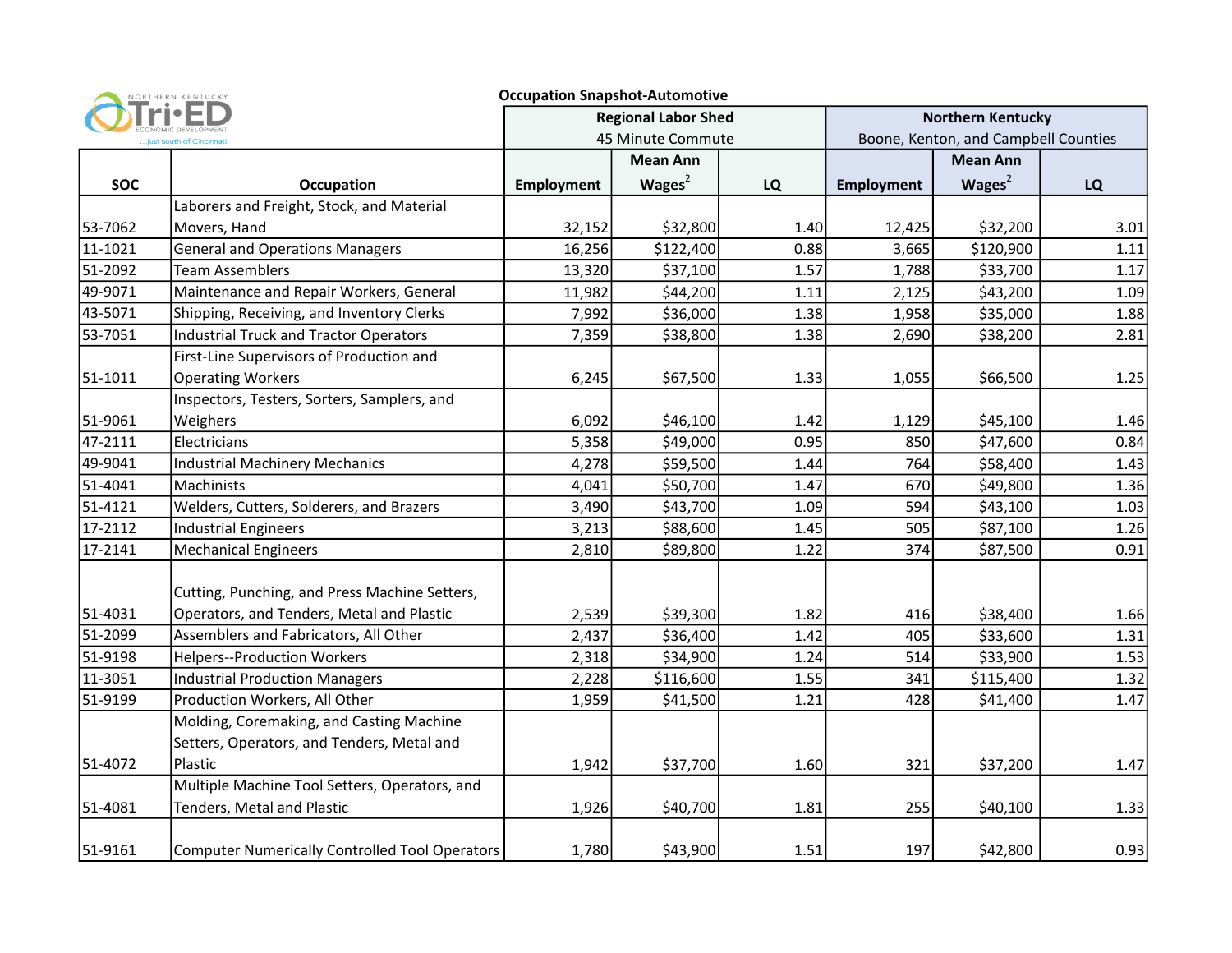NORTHERN KENTUCKY Tri-ED ECONOMIC DEVELOPMENT ...just south of Cincinnati

## Occupation Snapshot-Automotive

| SOC | Occupation | Regional Labor Shed 45 Minute Commute | | | Northern Kentucky Boone, Kenton, and Campbell Counties | | |
|---|---|---|---|---|---|---|---|
| | | Employment | Mean Ann Wages[2] | LQ | Employment | Mean Ann Wages[2] | LQ |
| 53-7062 | Laborers and Freight, Stock, and Material Movers, Hand | 32,152 | $32,800 | 1.40 | 12,425 | $32,200 | 3.01 |
| 11-1021 | General and Operations Managers | 16,256 | $122,400 | 0.88 | 3,665 | $120,900 | 1.11 |
| 51-2092 | Team Assemblers | 13,320 | $37,100 | 1.57 | 1,788 | $33,700 | 1.17 |
| 49-9071 | Maintenance and Repair Workers, General | 11,982 | $44,200 | 1.11 | 2,125 | $43,200 | 1.09 |
| 43-5071 | Shipping, Receiving, and Inventory Clerks | 7,992 | $36,000 | 1.38 | 1,958 | $35,000 | 1.88 |
| 53-7051 | Industrial Truck and Tractor Operators | 7,359 | $38,800 | 1.38 | 2,690 | $38,200 | 2.81 |
| 51-1011 | First-Line Supervisors of Production and Operating Workers | 6,245 | $67,500 | 1.33 | 1,055 | $66,500 | 1.25 |
| 51-9061 | Inspectors, Testers, Sorters, Samplers, and Weighers | 6,092 | $46,100 | 1.42 | 1,129 | $45,100 | 1.46 |
| 47-2111 | Electricians | 5,358 | $49,000 | 0.95 | 850 | $47,600 | 0.84 |
| 49-9041 | Industrial Machinery Mechanics | 4,278 | $59,500 | 1.44 | 764 | $58,400 | 1.43 |
| 51-4041 | Machinists | 4,041 | $50,700 | 1.47 | 670 | $49,800 | 1.36 |
| 51-4121 | Welders, Cutters, Solderers, and Brazers | 3,490 | $43,700 | 1.09 | 594 | $43,100 | 1.03 |
| 17-2112 | Industrial Engineers | 3,213 | $88,600 | 1.45 | 505 | $87,100 | 1.26 |
| 17-2141 | Mechanical Engineers | 2,810 | $89,800 | 1.22 | 374 | $87,500 | 0.91 |
| 51-4031 | Cutting, Punching, and Press Machine Setters, Operators, and Tenders, Metal and Plastic | 2,539 | $39,300 | 1.82 | 416 | $38,400 | 1.66 |
| 51-2099 | Assemblers and Fabricators, All Other | 2,437 | $36,400 | 1.42 | 405 | $33,600 | 1.31 |
| 51-9198 | Helpers--Production Workers | 2,318 | $34,900 | 1.24 | 514 | $33,900 | 1.53 |
| 11-3051 | Industrial Production Managers | 2,228 | $116,600 | 1.55 | 341 | $115,400 | 1.32 |
| 51-9199 | Production Workers, All Other | 1,959 | $41,500 | 1.21 | 428 | $41,400 | 1.47 |
| 51-4072 | Molding, Coremaking, and Casting Machine Setters, Operators, and Tenders, Metal and Plastic | 1,942 | $37,700 | 1.60 | 321 | $37,200 | 1.47 |
| 51-4081 | Multiple Machine Tool Setters, Operators, and Tenders, Metal and Plastic | 1,926 | $40,700 | 1.81 | 255 | $40,100 | 1.33 |
| 51-9161 | Computer Numerically Controlled Tool Operators | 1,780 | $43,900 | 1.51 | 197 | $42,800 | 0.93 |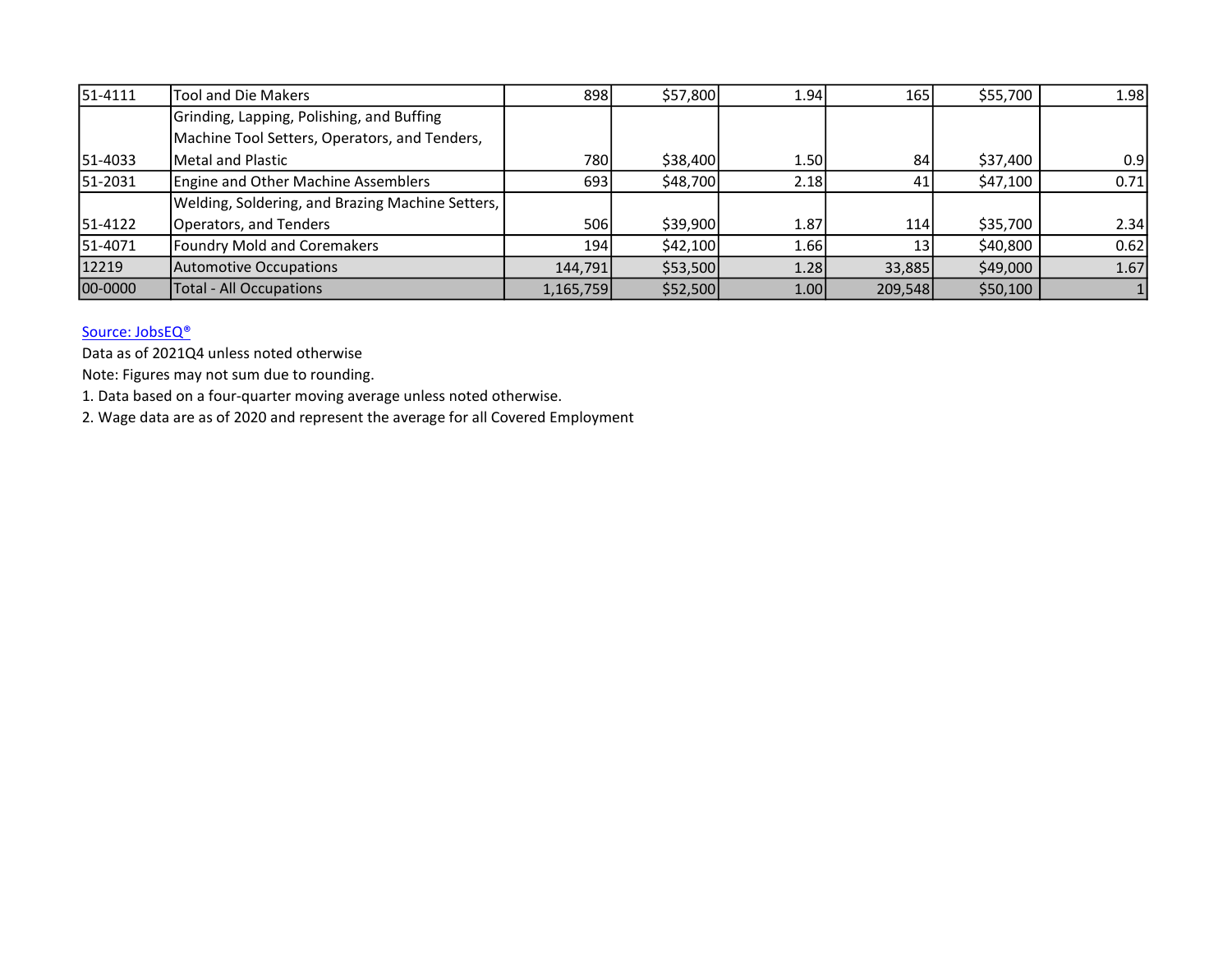| | | | | | | | |
|---|---|---|---|---|---|---|---|
| 51-4111 | Tool and Die Makers | 898 | $57,800 | 1.94 | 165 | $55,700 | 1.98 |
| 51-4033 | Grinding, Lapping, Polishing, and Buffing Machine Tool Setters, Operators, and Tenders, Metal and Plastic | 780 | $38,400 | 1.50 | 84 | $37,400 | 0.9 |
| 51-2031 | Engine and Other Machine Assemblers | 693 | $48,700 | 2.18 | 41 | $47,100 | 0.71 |
| 51-4122 | Welding, Soldering, and Brazing Machine Setters, Operators, and Tenders | 506 | $39,900 | 1.87 | 114 | $35,700 | 2.34 |
| 51-4071 | Foundry Mold and Coremakers | 194 | $42,100 | 1.66 | 13 | $40,800 | 0.62 |
| 12219 | Automotive Occupations | 144,791 | $53,500 | 1.28 | 33,885 | $49,000 | 1.67 |
| 00-0000 | Total - All Occupations | 1,165,759 | $52,500 | 1.00 | 209,548 | $50,100 | 1 |

Source: JobsEQ®

Data as of 2021Q4 unless noted otherwise

Note: Figures may not sum due to rounding.

1. Data based on a four-quarter moving average unless noted otherwise.

2. Wage data are as of 2020 and represent the average for all Covered Employment